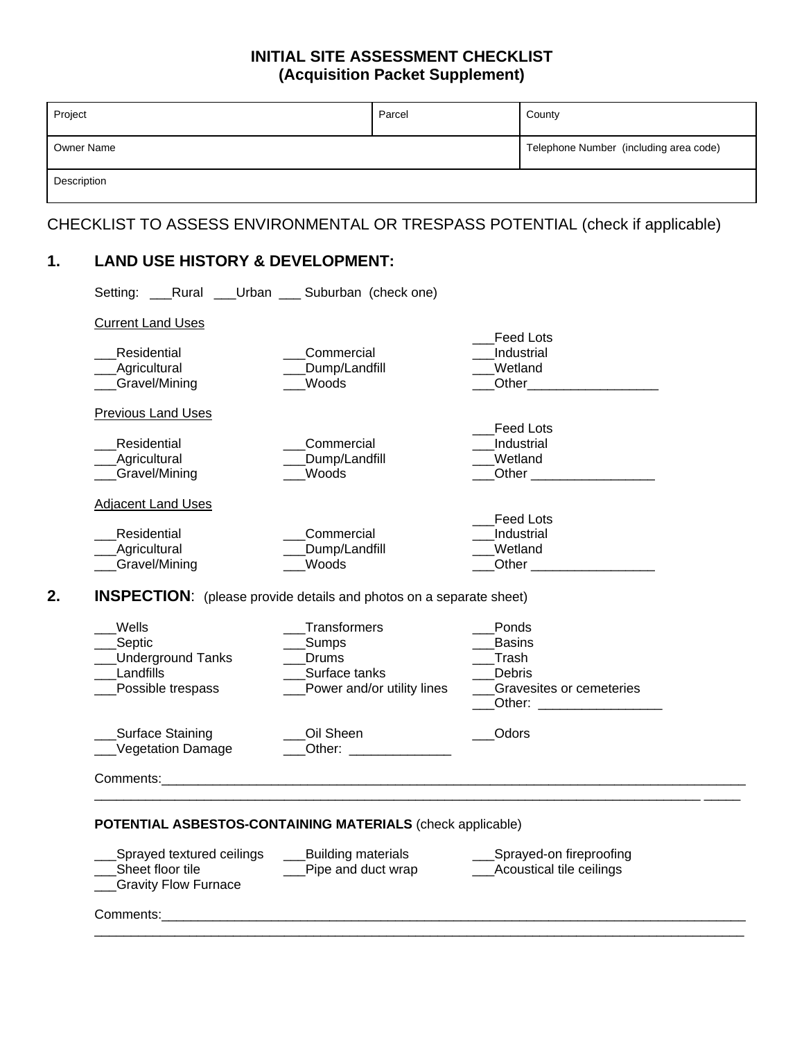# INITIAL SITE ASSESSMENT CHECKLIST
## (Acquisition Packet Supplement)

| Project | | Parcel | County |
|---|---|---|---|
| Owner Name | | | Telephone Number (including area code) |
| Description | | | |

CHECKLIST TO ASSESS ENVIRONMENTAL OR TRESPASS POTENTIAL (check if applicable)

## 1. LAND USE HISTORY & DEVELOPMENT:

Setting: ___Rural ___Urban ___ Suburban (check one)

Current Land Uses

___Residential
___Agricultural
___Gravel/Mining
___Commercial
___Dump/Landfill
___Woods
___Feed Lots
___Industrial
___Wetland
___Other__________________

Previous Land Uses

___Residential
___Agricultural
___Gravel/Mining
___Commercial
___Dump/Landfill
___Woods
___Feed Lots
___Industrial
___Wetland
___Other _________________

Adjacent Land Uses

___Residential
___Agricultural
___Gravel/Mining
___Commercial
___Dump/Landfill
___Woods
___Feed Lots
___Industrial
___Wetland
___Other _________________

## 2. INSPECTION: (please provide details and photos on a separate sheet)

___Wells
___Septic
___Underground Tanks
___Landfills
___Possible trespass
___Transformers
___Sumps
___Drums
___Surface tanks
___Power and/or utility lines
___Ponds
___Basins
___Trash
___Debris
___Gravesites or cemeteries
___Other: _________________

___Surface Staining
___Vegetation Damage
___Oil Sheen
___Other: ______________
___Odors

Comments:_____________________________________________________________________________
___________________________________________________________________________________ _____

**POTENTIAL ASBESTOS-CONTAINING MATERIALS** (check applicable)

___Sprayed textured ceilings
___Sheet floor tile
___Gravity Flow Furnace
___Building materials
___Pipe and duct wrap
___Sprayed-on fireproofing
___Acoustical tile ceilings

Comments:_____________________________________________________________________________
_________________________________________________________________________________________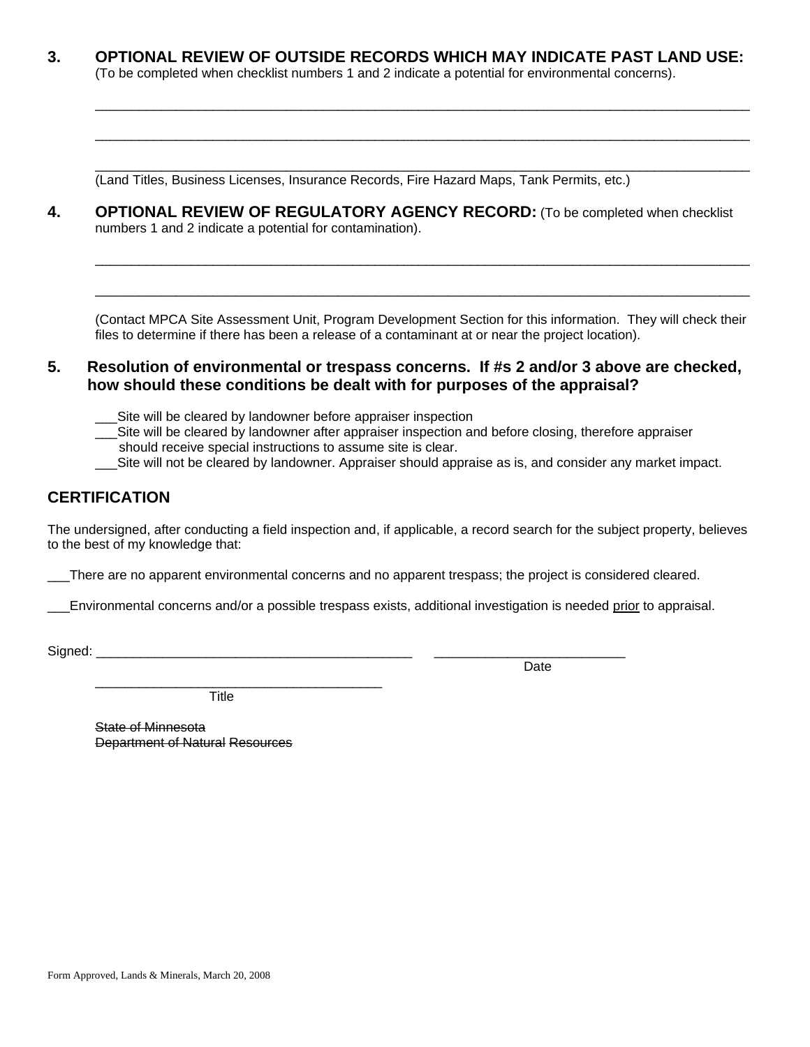**3. OPTIONAL REVIEW OF OUTSIDE RECORDS WHICH MAY INDICATE PAST LAND USE:**
(To be completed when checklist numbers 1 and 2 indicate a potential for environmental concerns).

_______________________________________________________________________________

_______________________________________________________________________________

_______________________________________________________________________________
(Land Titles, Business Licenses, Insurance Records, Fire Hazard Maps, Tank Permits, etc.)

**4. OPTIONAL REVIEW OF REGULATORY AGENCY RECORD:** (To be completed when checklist numbers 1 and 2 indicate a potential for contamination).

_______________________________________________________________________________

_______________________________________________________________________________

(Contact MPCA Site Assessment Unit, Program Development Section for this information. They will check their files to determine if there has been a release of a contaminant at or near the project location).

**5. Resolution of environmental or trespass concerns. If #s 2 and/or 3 above are checked, how should these conditions be dealt with for purposes of the appraisal?**

___Site will be cleared by landowner before appraiser inspection
___Site will be cleared by landowner after appraiser inspection and before closing, therefore appraiser should receive special instructions to assume site is clear.
___Site will not be cleared by landowner. Appraiser should appraise as is, and consider any market impact.

## CERTIFICATION

The undersigned, after conducting a field inspection and, if applicable, a record search for the subject property, believes to the best of my knowledge that:

___There are no apparent environmental concerns and no apparent trespass; the project is considered cleared.

___Environmental concerns and/or a possible trespass exists, additional investigation is needed <u>prior</u> to appraisal.

Signed: _____________________________________________ __________________________
Date

________________________________________
Title

~~State of Minnesota~~
~~Department of Natural Resources~~

Form Approved, Lands & Minerals, March 20, 2008